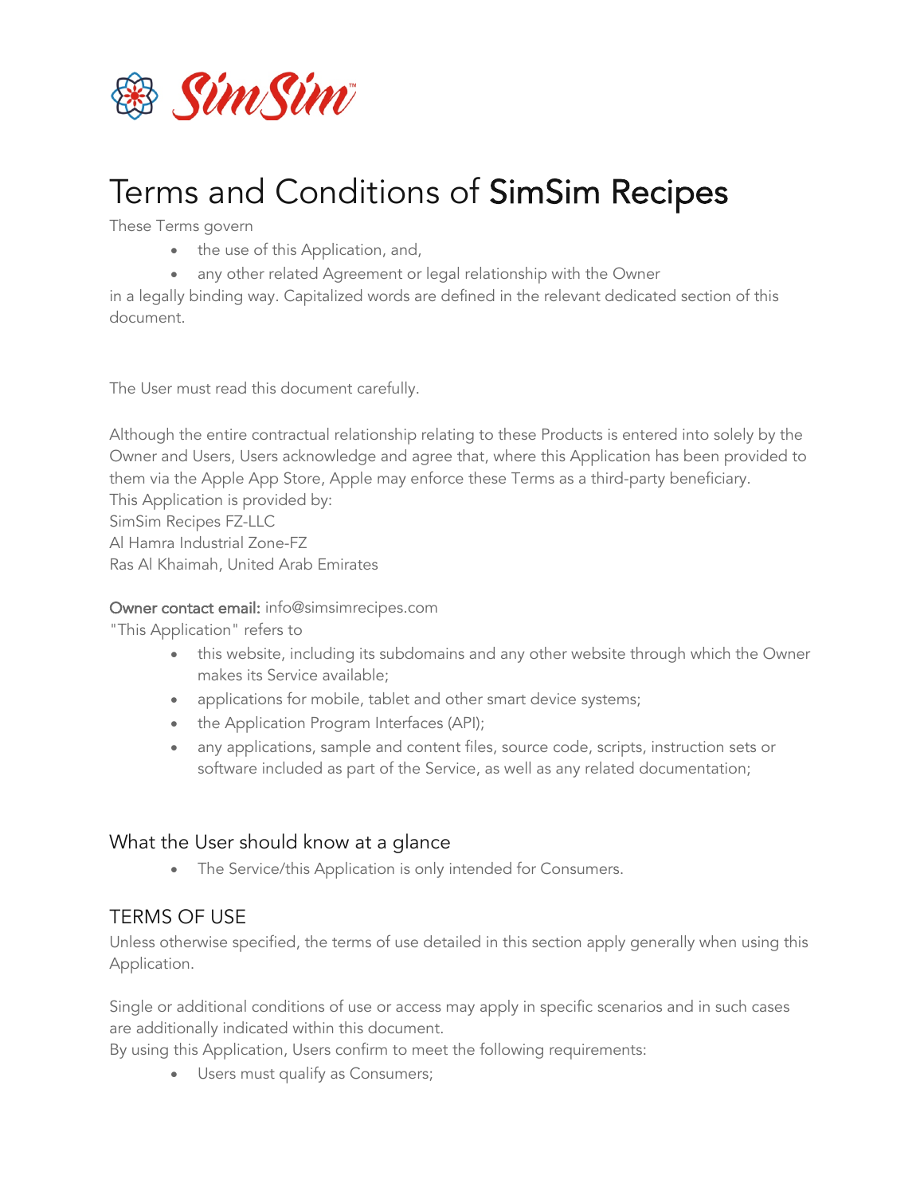# Terms and Conditions of SimSim Recipes

These Terms govern

- the use of this Application, and,
- any other related Agreement or legal relationship with the Owner

in a legally binding way. Capitalized words are defined in the relevant dedicated section of this document.

The User must read this document carefully.

Although the entire contractual relationship relating to these Products is entered into solely by the Owner and Users, Users acknowledge and agree that, where this Application has been provided to them via the Apple App Store, Apple may enforce these Terms as a third-party beneficiary.

This Application is provided by:

SimSim Recipes FZ-LLC
Al Hamra Industrial Zone-FZ
Ras Al Khaimah, United Arab Emirates

**Owner contact email:** info@simsimrecipes.com

"This Application" refers to

- this website, including its subdomains and any other website through which the Owner makes its Service available;
- applications for mobile, tablet and other smart device systems;
- the Application Program Interfaces (API);
- any applications, sample and content files, source code, scripts, instruction sets or software included as part of the Service, as well as any related documentation;

## What the User should know at a glance

- The Service/this Application is only intended for Consumers.

## TERMS OF USE

Unless otherwise specified, the terms of use detailed in this section apply generally when using this Application.

Single or additional conditions of use or access may apply in specific scenarios and in such cases are additionally indicated within this document.

By using this Application, Users confirm to meet the following requirements:

- Users must qualify as Consumers;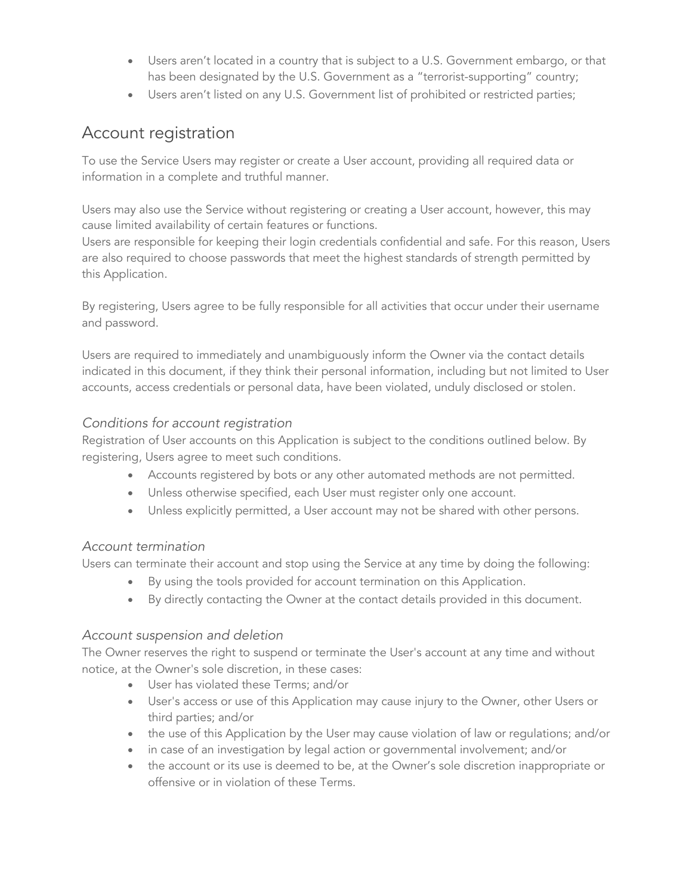- Users aren't located in a country that is subject to a U.S. Government embargo, or that has been designated by the U.S. Government as a "terrorist-supporting" country;
- Users aren't listed on any U.S. Government list of prohibited or restricted parties;

## Account registration

To use the Service Users may register or create a User account, providing all required data or information in a complete and truthful manner.

Users may also use the Service without registering or creating a User account, however, this may cause limited availability of certain features or functions.
Users are responsible for keeping their login credentials confidential and safe. For this reason, Users are also required to choose passwords that meet the highest standards of strength permitted by this Application.

By registering, Users agree to be fully responsible for all activities that occur under their username and password.

Users are required to immediately and unambiguously inform the Owner via the contact details indicated in this document, if they think their personal information, including but not limited to User accounts, access credentials or personal data, have been violated, unduly disclosed or stolen.

### *Conditions for account registration*

Registration of User accounts on this Application is subject to the conditions outlined below. By registering, Users agree to meet such conditions.

- Accounts registered by bots or any other automated methods are not permitted.
- Unless otherwise specified, each User must register only one account.
- Unless explicitly permitted, a User account may not be shared with other persons.

### *Account termination*

Users can terminate their account and stop using the Service at any time by doing the following:

- By using the tools provided for account termination on this Application.
- By directly contacting the Owner at the contact details provided in this document.

### *Account suspension and deletion*

The Owner reserves the right to suspend or terminate the User's account at any time and without notice, at the Owner's sole discretion, in these cases:

- User has violated these Terms; and/or
- User's access or use of this Application may cause injury to the Owner, other Users or third parties; and/or
- the use of this Application by the User may cause violation of law or regulations; and/or
- in case of an investigation by legal action or governmental involvement; and/or
- the account or its use is deemed to be, at the Owner's sole discretion inappropriate or offensive or in violation of these Terms.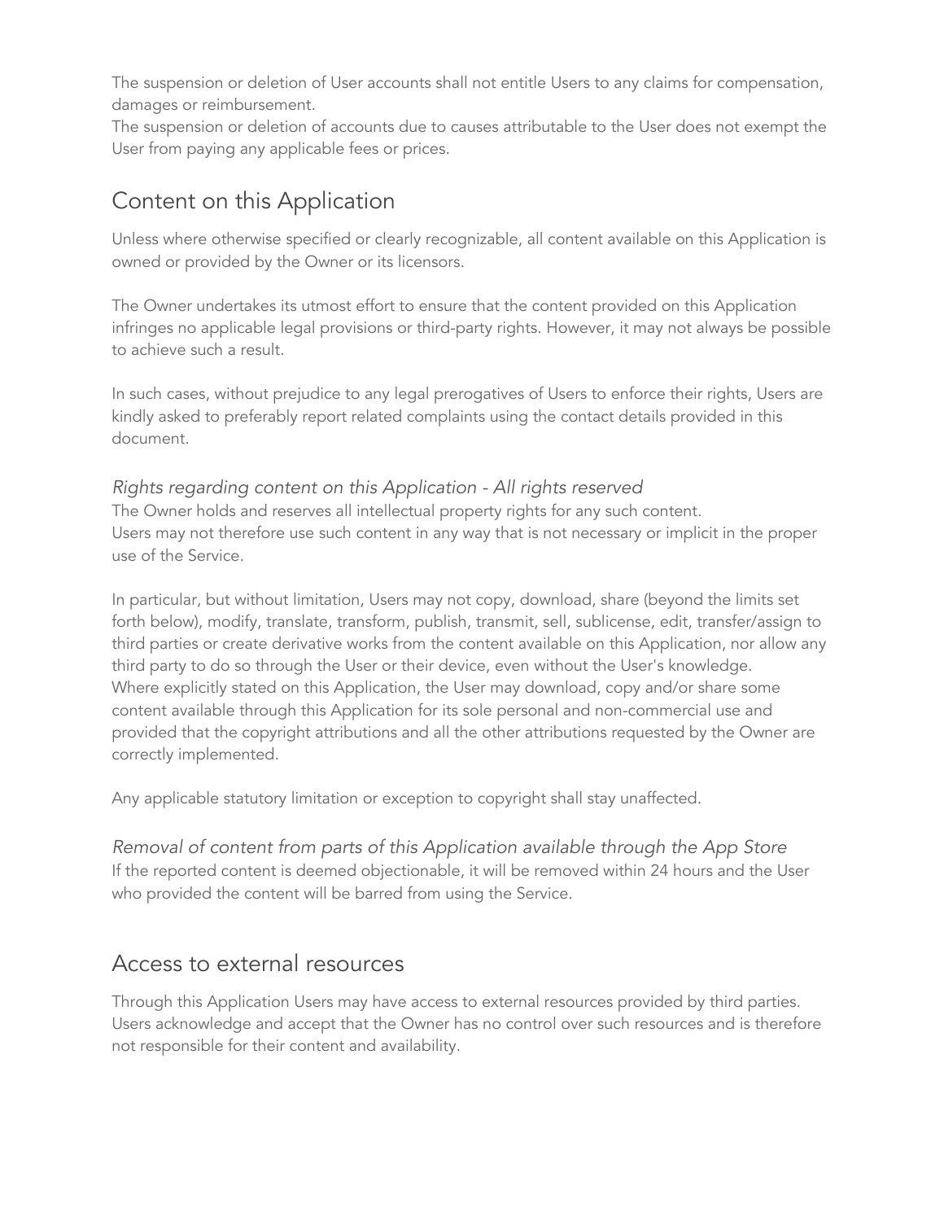The suspension or deletion of User accounts shall not entitle Users to any claims for compensation, damages or reimbursement.
The suspension or deletion of accounts due to causes attributable to the User does not exempt the User from paying any applicable fees or prices.

## Content on this Application

Unless where otherwise specified or clearly recognizable, all content available on this Application is owned or provided by the Owner or its licensors.

The Owner undertakes its utmost effort to ensure that the content provided on this Application infringes no applicable legal provisions or third-party rights. However, it may not always be possible to achieve such a result.

In such cases, without prejudice to any legal prerogatives of Users to enforce their rights, Users are kindly asked to preferably report related complaints using the contact details provided in this document.

### *Rights regarding content on this Application - All rights reserved*

The Owner holds and reserves all intellectual property rights for any such content.
Users may not therefore use such content in any way that is not necessary or implicit in the proper use of the Service.

In particular, but without limitation, Users may not copy, download, share (beyond the limits set forth below), modify, translate, transform, publish, transmit, sell, sublicense, edit, transfer/assign to third parties or create derivative works from the content available on this Application, nor allow any third party to do so through the User or their device, even without the User's knowledge.
Where explicitly stated on this Application, the User may download, copy and/or share some content available through this Application for its sole personal and non-commercial use and provided that the copyright attributions and all the other attributions requested by the Owner are correctly implemented.

Any applicable statutory limitation or exception to copyright shall stay unaffected.

### *Removal of content from parts of this Application available through the App Store*

If the reported content is deemed objectionable, it will be removed within 24 hours and the User who provided the content will be barred from using the Service.

## Access to external resources

Through this Application Users may have access to external resources provided by third parties. Users acknowledge and accept that the Owner has no control over such resources and is therefore not responsible for their content and availability.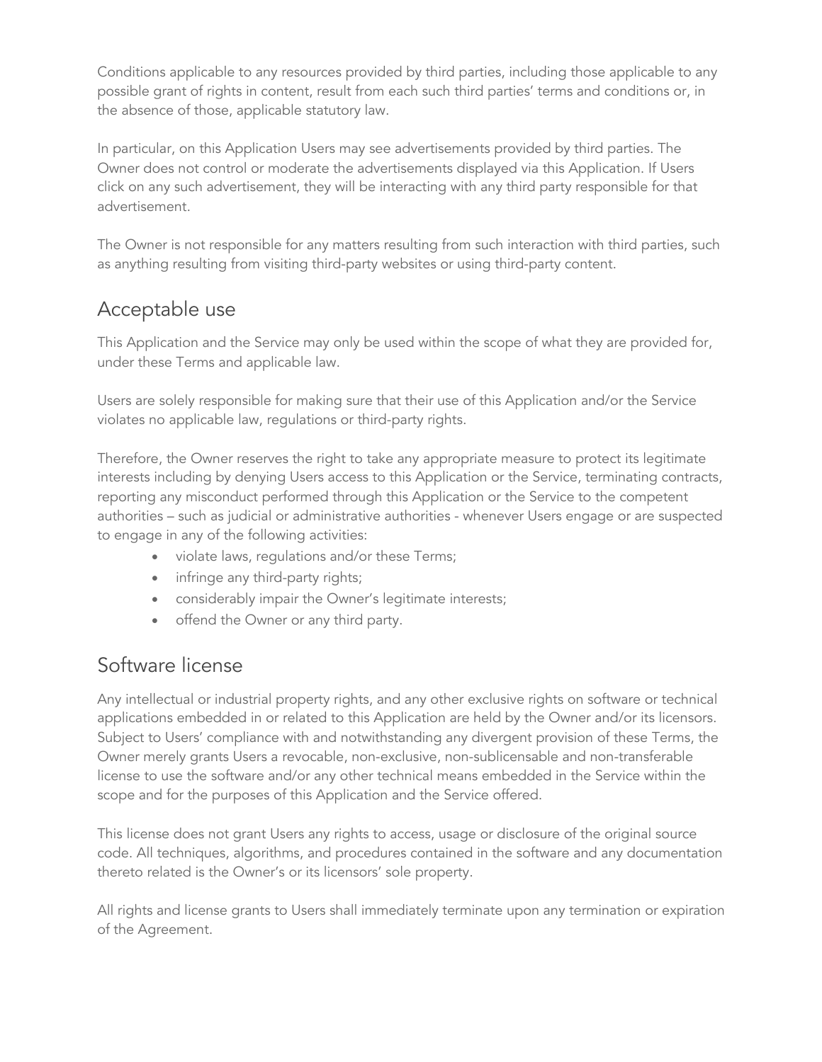Conditions applicable to any resources provided by third parties, including those applicable to any possible grant of rights in content, result from each such third parties' terms and conditions or, in the absence of those, applicable statutory law.

In particular, on this Application Users may see advertisements provided by third parties. The Owner does not control or moderate the advertisements displayed via this Application. If Users click on any such advertisement, they will be interacting with any third party responsible for that advertisement.

The Owner is not responsible for any matters resulting from such interaction with third parties, such as anything resulting from visiting third-party websites or using third-party content.

## Acceptable use

This Application and the Service may only be used within the scope of what they are provided for, under these Terms and applicable law.

Users are solely responsible for making sure that their use of this Application and/or the Service violates no applicable law, regulations or third-party rights.

Therefore, the Owner reserves the right to take any appropriate measure to protect its legitimate interests including by denying Users access to this Application or the Service, terminating contracts, reporting any misconduct performed through this Application or the Service to the competent authorities – such as judicial or administrative authorities - whenever Users engage or are suspected to engage in any of the following activities:

- violate laws, regulations and/or these Terms;
- infringe any third-party rights;
- considerably impair the Owner's legitimate interests;
- offend the Owner or any third party.

## Software license

Any intellectual or industrial property rights, and any other exclusive rights on software or technical applications embedded in or related to this Application are held by the Owner and/or its licensors. Subject to Users' compliance with and notwithstanding any divergent provision of these Terms, the Owner merely grants Users a revocable, non-exclusive, non-sublicensable and non-transferable license to use the software and/or any other technical means embedded in the Service within the scope and for the purposes of this Application and the Service offered.

This license does not grant Users any rights to access, usage or disclosure of the original source code. All techniques, algorithms, and procedures contained in the software and any documentation thereto related is the Owner's or its licensors' sole property.

All rights and license grants to Users shall immediately terminate upon any termination or expiration of the Agreement.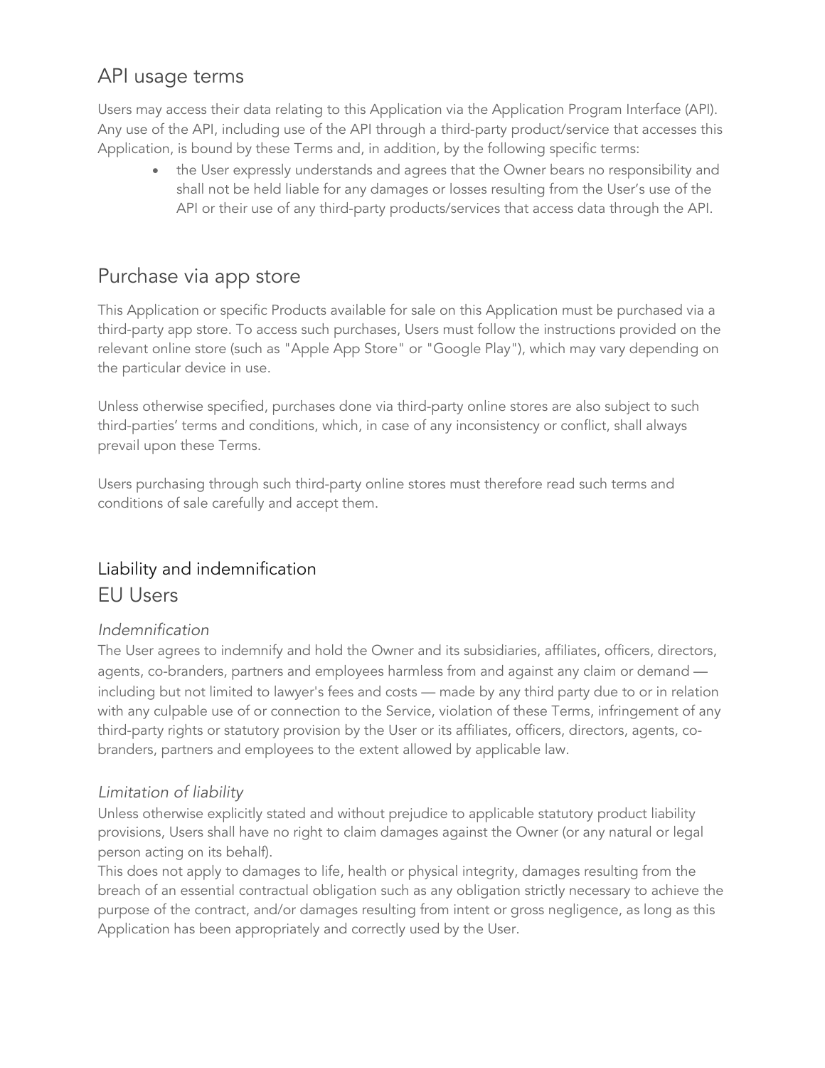## API usage terms

Users may access their data relating to this Application via the Application Program Interface (API). Any use of the API, including use of the API through a third-party product/service that accesses this Application, is bound by these Terms and, in addition, by the following specific terms:

- the User expressly understands and agrees that the Owner bears no responsibility and shall not be held liable for any damages or losses resulting from the User's use of the API or their use of any third-party products/services that access data through the API.

## Purchase via app store

This Application or specific Products available for sale on this Application must be purchased via a third-party app store. To access such purchases, Users must follow the instructions provided on the relevant online store (such as "Apple App Store" or "Google Play"), which may vary depending on the particular device in use.

Unless otherwise specified, purchases done via third-party online stores are also subject to such third-parties' terms and conditions, which, in case of any inconsistency or conflict, shall always prevail upon these Terms.

Users purchasing through such third-party online stores must therefore read such terms and conditions of sale carefully and accept them.

### Liability and indemnification

## EU Users

### *Indemnification*

The User agrees to indemnify and hold the Owner and its subsidiaries, affiliates, officers, directors, agents, co-branders, partners and employees harmless from and against any claim or demand — including but not limited to lawyer's fees and costs — made by any third party due to or in relation with any culpable use of or connection to the Service, violation of these Terms, infringement of any third-party rights or statutory provision by the User or its affiliates, officers, directors, agents, co-branders, partners and employees to the extent allowed by applicable law.

### *Limitation of liability*

Unless otherwise explicitly stated and without prejudice to applicable statutory product liability provisions, Users shall have no right to claim damages against the Owner (or any natural or legal person acting on its behalf).

This does not apply to damages to life, health or physical integrity, damages resulting from the breach of an essential contractual obligation such as any obligation strictly necessary to achieve the purpose of the contract, and/or damages resulting from intent or gross negligence, as long as this Application has been appropriately and correctly used by the User.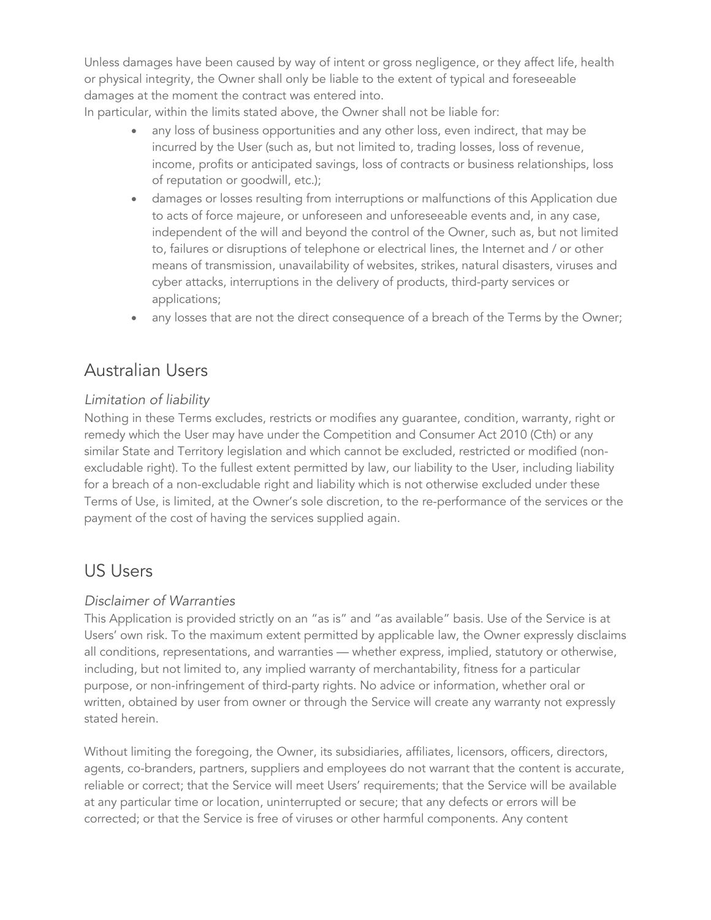Unless damages have been caused by way of intent or gross negligence, or they affect life, health or physical integrity, the Owner shall only be liable to the extent of typical and foreseeable damages at the moment the contract was entered into.

In particular, within the limits stated above, the Owner shall not be liable for:

- any loss of business opportunities and any other loss, even indirect, that may be incurred by the User (such as, but not limited to, trading losses, loss of revenue, income, profits or anticipated savings, loss of contracts or business relationships, loss of reputation or goodwill, etc.);
- damages or losses resulting from interruptions or malfunctions of this Application due to acts of force majeure, or unforeseen and unforeseeable events and, in any case, independent of the will and beyond the control of the Owner, such as, but not limited to, failures or disruptions of telephone or electrical lines, the Internet and / or other means of transmission, unavailability of websites, strikes, natural disasters, viruses and cyber attacks, interruptions in the delivery of products, third-party services or applications;
- any losses that are not the direct consequence of a breach of the Terms by the Owner;

## Australian Users

### *Limitation of liability*

Nothing in these Terms excludes, restricts or modifies any guarantee, condition, warranty, right or remedy which the User may have under the Competition and Consumer Act 2010 (Cth) or any similar State and Territory legislation and which cannot be excluded, restricted or modified (non-excludable right). To the fullest extent permitted by law, our liability to the User, including liability for a breach of a non-excludable right and liability which is not otherwise excluded under these Terms of Use, is limited, at the Owner's sole discretion, to the re-performance of the services or the payment of the cost of having the services supplied again.

## US Users

### *Disclaimer of Warranties*

This Application is provided strictly on an "as is" and "as available" basis. Use of the Service is at Users' own risk. To the maximum extent permitted by applicable law, the Owner expressly disclaims all conditions, representations, and warranties — whether express, implied, statutory or otherwise, including, but not limited to, any implied warranty of merchantability, fitness for a particular purpose, or non-infringement of third-party rights. No advice or information, whether oral or written, obtained by user from owner or through the Service will create any warranty not expressly stated herein.

Without limiting the foregoing, the Owner, its subsidiaries, affiliates, licensors, officers, directors, agents, co-branders, partners, suppliers and employees do not warrant that the content is accurate, reliable or correct; that the Service will meet Users' requirements; that the Service will be available at any particular time or location, uninterrupted or secure; that any defects or errors will be corrected; or that the Service is free of viruses or other harmful components. Any content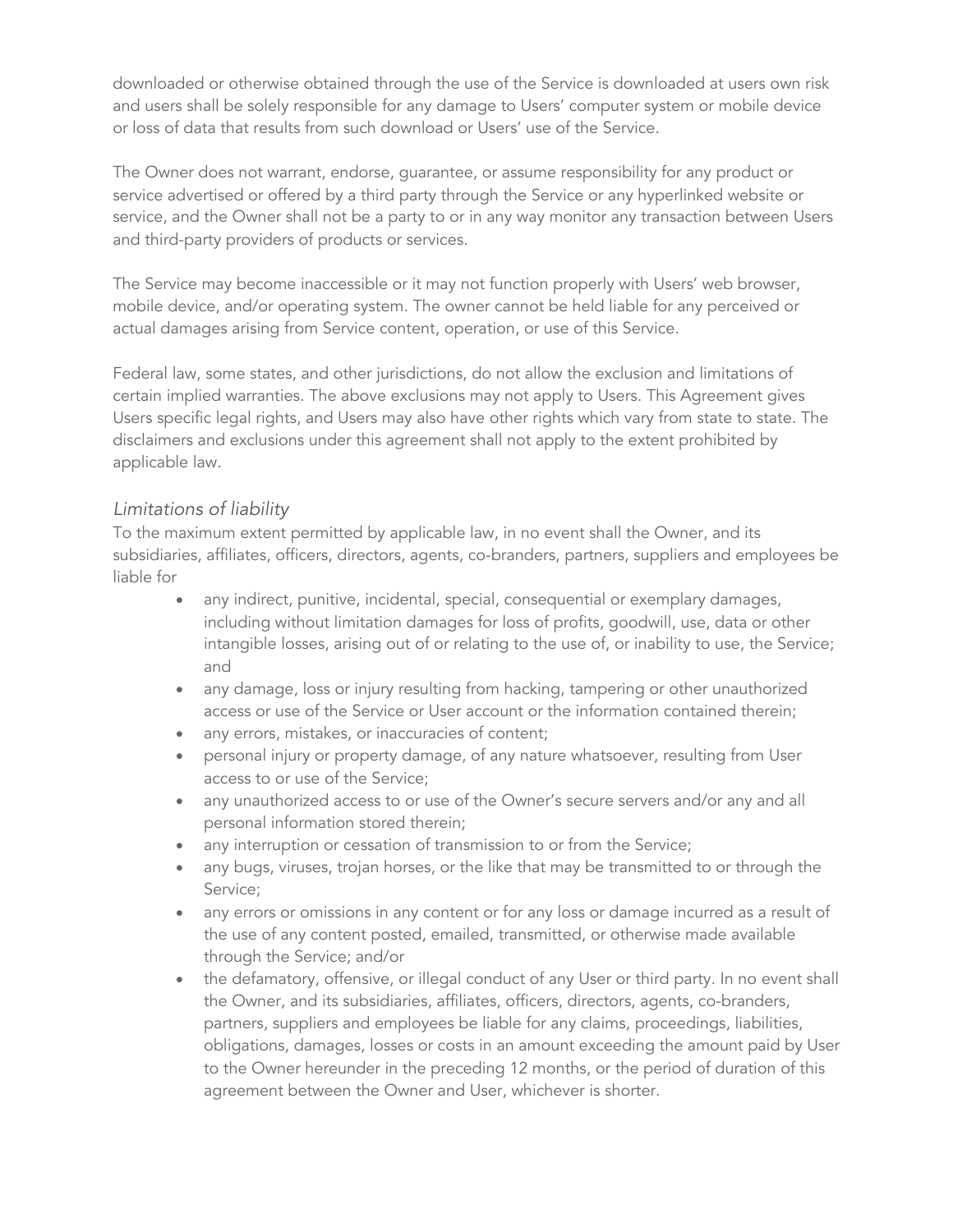downloaded or otherwise obtained through the use of the Service is downloaded at users own risk and users shall be solely responsible for any damage to Users' computer system or mobile device or loss of data that results from such download or Users' use of the Service.

The Owner does not warrant, endorse, guarantee, or assume responsibility for any product or service advertised or offered by a third party through the Service or any hyperlinked website or service, and the Owner shall not be a party to or in any way monitor any transaction between Users and third-party providers of products or services.

The Service may become inaccessible or it may not function properly with Users' web browser, mobile device, and/or operating system. The owner cannot be held liable for any perceived or actual damages arising from Service content, operation, or use of this Service.

Federal law, some states, and other jurisdictions, do not allow the exclusion and limitations of certain implied warranties. The above exclusions may not apply to Users. This Agreement gives Users specific legal rights, and Users may also have other rights which vary from state to state. The disclaimers and exclusions under this agreement shall not apply to the extent prohibited by applicable law.

### *Limitations of liability*

To the maximum extent permitted by applicable law, in no event shall the Owner, and its subsidiaries, affiliates, officers, directors, agents, co-branders, partners, suppliers and employees be liable for

- any indirect, punitive, incidental, special, consequential or exemplary damages, including without limitation damages for loss of profits, goodwill, use, data or other intangible losses, arising out of or relating to the use of, or inability to use, the Service; and
- any damage, loss or injury resulting from hacking, tampering or other unauthorized access or use of the Service or User account or the information contained therein;
- any errors, mistakes, or inaccuracies of content;
- personal injury or property damage, of any nature whatsoever, resulting from User access to or use of the Service;
- any unauthorized access to or use of the Owner's secure servers and/or any and all personal information stored therein;
- any interruption or cessation of transmission to or from the Service;
- any bugs, viruses, trojan horses, or the like that may be transmitted to or through the Service;
- any errors or omissions in any content or for any loss or damage incurred as a result of the use of any content posted, emailed, transmitted, or otherwise made available through the Service; and/or
- the defamatory, offensive, or illegal conduct of any User or third party. In no event shall the Owner, and its subsidiaries, affiliates, officers, directors, agents, co-branders, partners, suppliers and employees be liable for any claims, proceedings, liabilities, obligations, damages, losses or costs in an amount exceeding the amount paid by User to the Owner hereunder in the preceding 12 months, or the period of duration of this agreement between the Owner and User, whichever is shorter.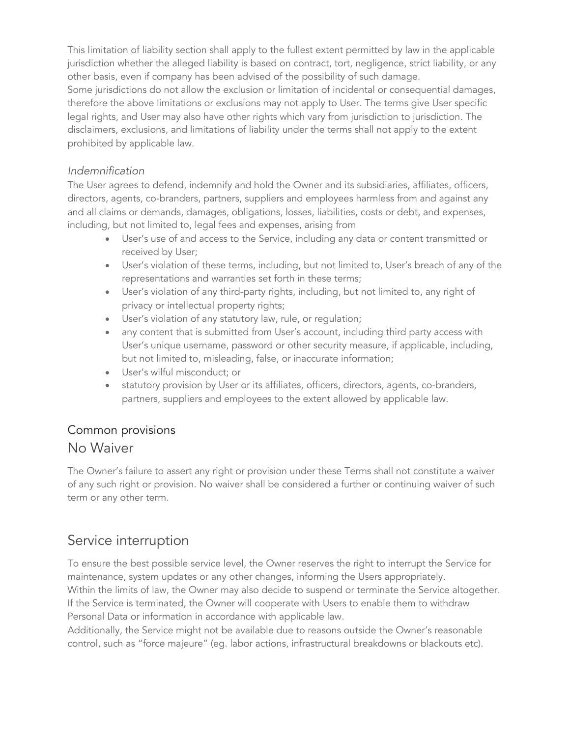This limitation of liability section shall apply to the fullest extent permitted by law in the applicable jurisdiction whether the alleged liability is based on contract, tort, negligence, strict liability, or any other basis, even if company has been advised of the possibility of such damage.
Some jurisdictions do not allow the exclusion or limitation of incidental or consequential damages, therefore the above limitations or exclusions may not apply to User. The terms give User specific legal rights, and User may also have other rights which vary from jurisdiction to jurisdiction. The disclaimers, exclusions, and limitations of liability under the terms shall not apply to the extent prohibited by applicable law.

### *Indemnification*

The User agrees to defend, indemnify and hold the Owner and its subsidiaries, affiliates, officers, directors, agents, co-branders, partners, suppliers and employees harmless from and against any and all claims or demands, damages, obligations, losses, liabilities, costs or debt, and expenses, including, but not limited to, legal fees and expenses, arising from

- User's use of and access to the Service, including any data or content transmitted or received by User;
- User's violation of these terms, including, but not limited to, User's breach of any of the representations and warranties set forth in these terms;
- User's violation of any third-party rights, including, but not limited to, any right of privacy or intellectual property rights;
- User's violation of any statutory law, rule, or regulation;
- any content that is submitted from User's account, including third party access with User's unique username, password or other security measure, if applicable, including, but not limited to, misleading, false, or inaccurate information;
- User's wilful misconduct; or
- statutory provision by User or its affiliates, officers, directors, agents, co-branders, partners, suppliers and employees to the extent allowed by applicable law.

## Common provisions

## No Waiver

The Owner's failure to assert any right or provision under these Terms shall not constitute a waiver of any such right or provision. No waiver shall be considered a further or continuing waiver of such term or any other term.

## Service interruption

To ensure the best possible service level, the Owner reserves the right to interrupt the Service for maintenance, system updates or any other changes, informing the Users appropriately.
Within the limits of law, the Owner may also decide to suspend or terminate the Service altogether. If the Service is terminated, the Owner will cooperate with Users to enable them to withdraw Personal Data or information in accordance with applicable law.
Additionally, the Service might not be available due to reasons outside the Owner's reasonable control, such as "force majeure" (eg. labor actions, infrastructural breakdowns or blackouts etc).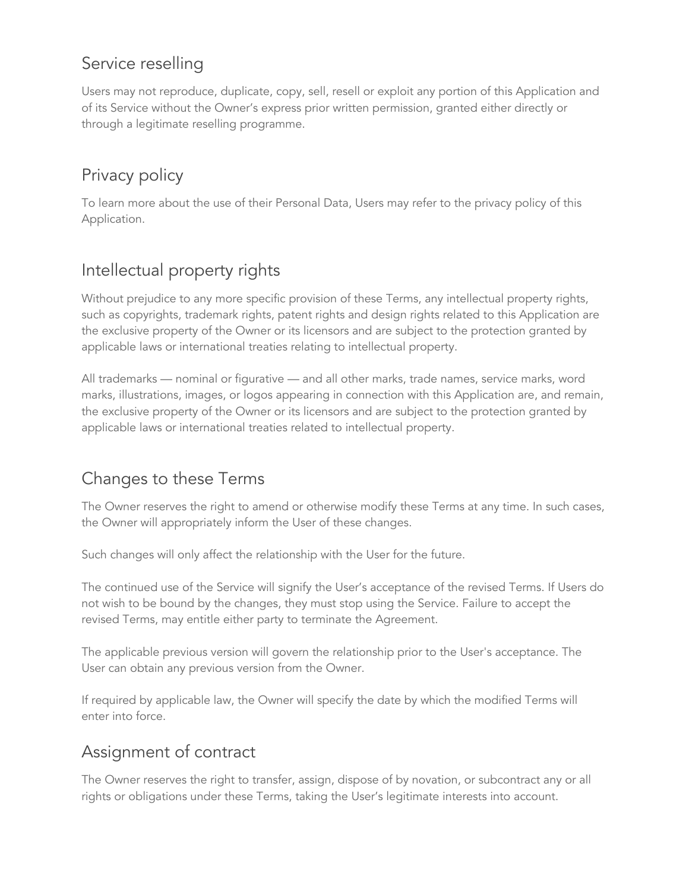## Service reselling

Users may not reproduce, duplicate, copy, sell, resell or exploit any portion of this Application and of its Service without the Owner's express prior written permission, granted either directly or through a legitimate reselling programme.

## Privacy policy

To learn more about the use of their Personal Data, Users may refer to the privacy policy of this Application.

## Intellectual property rights

Without prejudice to any more specific provision of these Terms, any intellectual property rights, such as copyrights, trademark rights, patent rights and design rights related to this Application are the exclusive property of the Owner or its licensors and are subject to the protection granted by applicable laws or international treaties relating to intellectual property.

All trademarks — nominal or figurative — and all other marks, trade names, service marks, word marks, illustrations, images, or logos appearing in connection with this Application are, and remain, the exclusive property of the Owner or its licensors and are subject to the protection granted by applicable laws or international treaties related to intellectual property.

## Changes to these Terms

The Owner reserves the right to amend or otherwise modify these Terms at any time. In such cases, the Owner will appropriately inform the User of these changes.

Such changes will only affect the relationship with the User for the future.

The continued use of the Service will signify the User's acceptance of the revised Terms. If Users do not wish to be bound by the changes, they must stop using the Service. Failure to accept the revised Terms, may entitle either party to terminate the Agreement.

The applicable previous version will govern the relationship prior to the User's acceptance. The User can obtain any previous version from the Owner.

If required by applicable law, the Owner will specify the date by which the modified Terms will enter into force.

## Assignment of contract

The Owner reserves the right to transfer, assign, dispose of by novation, or subcontract any or all rights or obligations under these Terms, taking the User's legitimate interests into account.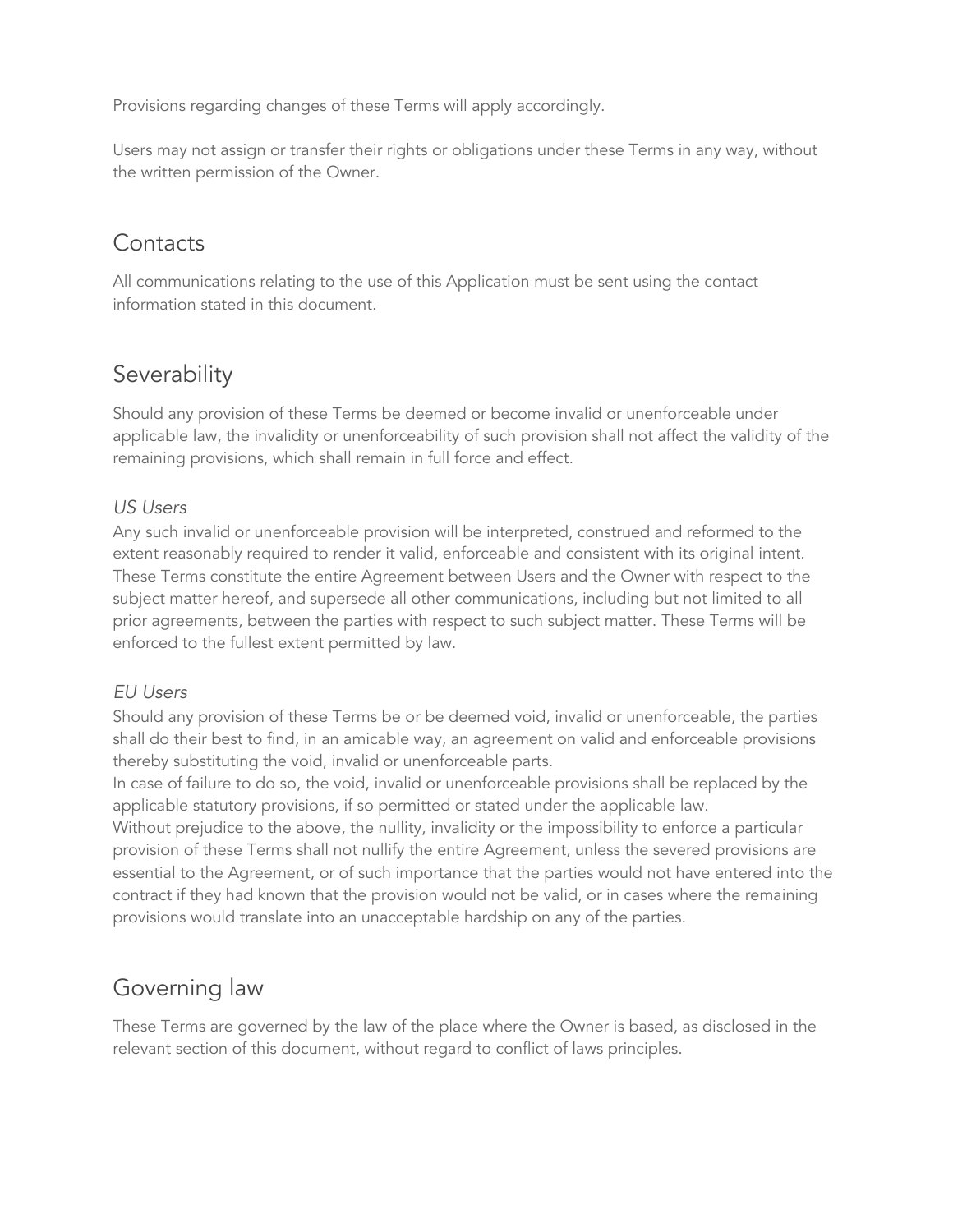Provisions regarding changes of these Terms will apply accordingly.

Users may not assign or transfer their rights or obligations under these Terms in any way, without the written permission of the Owner.

## Contacts

All communications relating to the use of this Application must be sent using the contact information stated in this document.

## Severability

Should any provision of these Terms be deemed or become invalid or unenforceable under applicable law, the invalidity or unenforceability of such provision shall not affect the validity of the remaining provisions, which shall remain in full force and effect.

*US Users*
Any such invalid or unenforceable provision will be interpreted, construed and reformed to the extent reasonably required to render it valid, enforceable and consistent with its original intent. These Terms constitute the entire Agreement between Users and the Owner with respect to the subject matter hereof, and supersede all other communications, including but not limited to all prior agreements, between the parties with respect to such subject matter. These Terms will be enforced to the fullest extent permitted by law.

*EU Users*
Should any provision of these Terms be or be deemed void, invalid or unenforceable, the parties shall do their best to find, in an amicable way, an agreement on valid and enforceable provisions thereby substituting the void, invalid or unenforceable parts.
In case of failure to do so, the void, invalid or unenforceable provisions shall be replaced by the applicable statutory provisions, if so permitted or stated under the applicable law.
Without prejudice to the above, the nullity, invalidity or the impossibility to enforce a particular provision of these Terms shall not nullify the entire Agreement, unless the severed provisions are essential to the Agreement, or of such importance that the parties would not have entered into the contract if they had known that the provision would not be valid, or in cases where the remaining provisions would translate into an unacceptable hardship on any of the parties.

## Governing law

These Terms are governed by the law of the place where the Owner is based, as disclosed in the relevant section of this document, without regard to conflict of laws principles.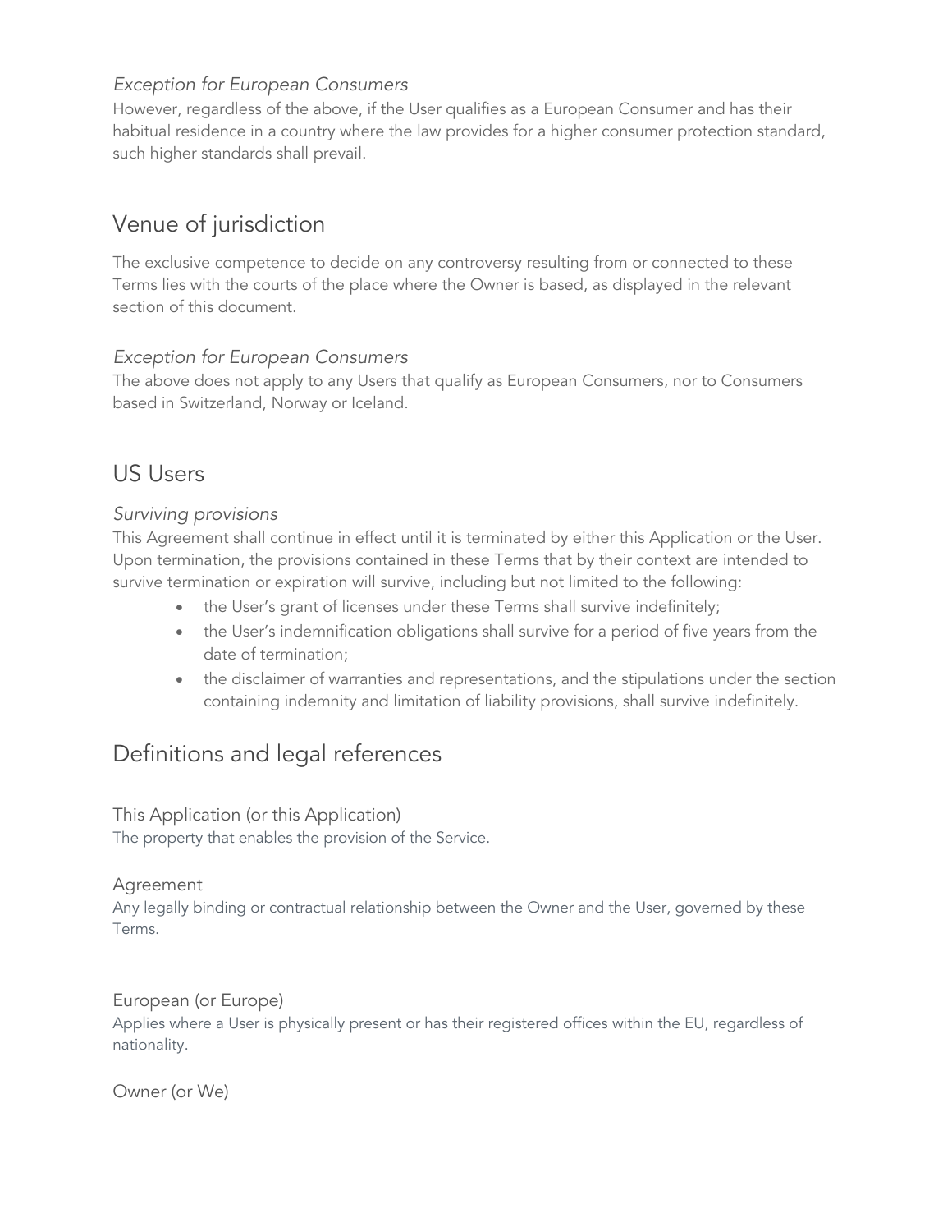### *Exception for European Consumers*

However, regardless of the above, if the User qualifies as a European Consumer and has their habitual residence in a country where the law provides for a higher consumer protection standard, such higher standards shall prevail.

## Venue of jurisdiction

The exclusive competence to decide on any controversy resulting from or connected to these Terms lies with the courts of the place where the Owner is based, as displayed in the relevant section of this document.

### *Exception for European Consumers*

The above does not apply to any Users that qualify as European Consumers, nor to Consumers based in Switzerland, Norway or Iceland.

## US Users

### *Surviving provisions*

This Agreement shall continue in effect until it is terminated by either this Application or the User. Upon termination, the provisions contained in these Terms that by their context are intended to survive termination or expiration will survive, including but not limited to the following:

- the User's grant of licenses under these Terms shall survive indefinitely;
- the User's indemnification obligations shall survive for a period of five years from the date of termination;
- the disclaimer of warranties and representations, and the stipulations under the section containing indemnity and limitation of liability provisions, shall survive indefinitely.

## Definitions and legal references

### This Application (or this Application)

The property that enables the provision of the Service.

### Agreement

Any legally binding or contractual relationship between the Owner and the User, governed by these Terms.

### European (or Europe)

Applies where a User is physically present or has their registered offices within the EU, regardless of nationality.

### Owner (or We)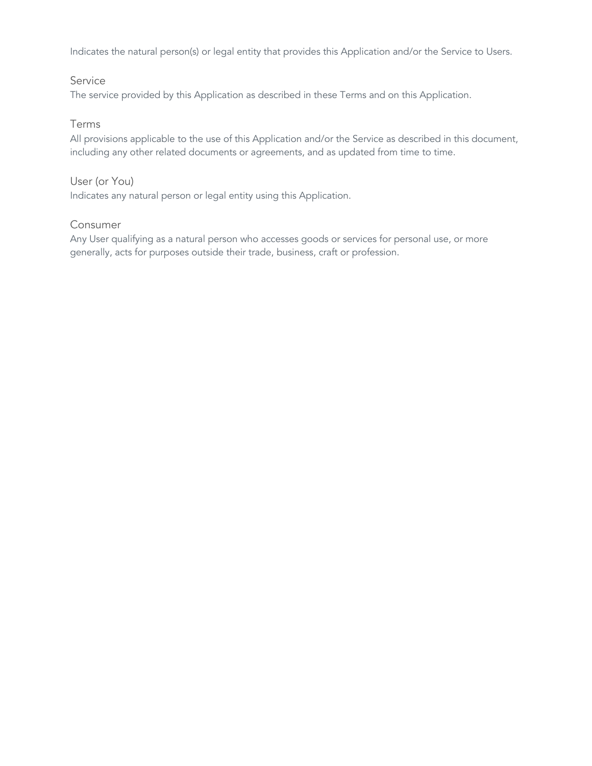Indicates the natural person(s) or legal entity that provides this Application and/or the Service to Users.

### Service

The service provided by this Application as described in these Terms and on this Application.

### Terms

All provisions applicable to the use of this Application and/or the Service as described in this document, including any other related documents or agreements, and as updated from time to time.

### User (or You)

Indicates any natural person or legal entity using this Application.

### Consumer

Any User qualifying as a natural person who accesses goods or services for personal use, or more generally, acts for purposes outside their trade, business, craft or profession.